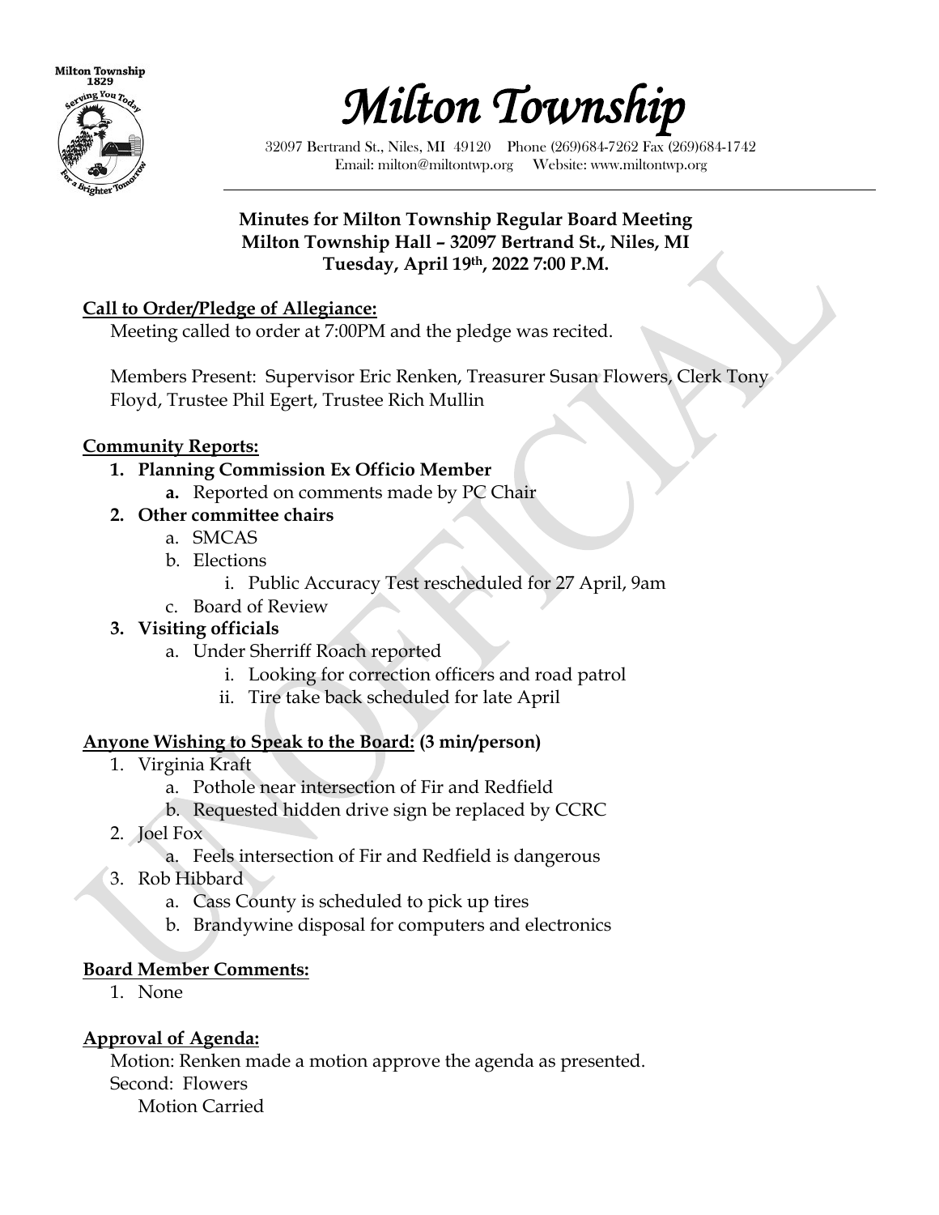# Milton Township

32097 Bertrand St., Niles, MI 49120 Phone (269)684-7262 Fax (269)684-1742
Email: milton@miltontwp.org Website: www.miltontwp.org

**Minutes for Milton Township Regular Board Meeting**
**Milton Township Hall – 32097 Bertrand St., Niles, MI**
**Tuesday, April 19th, 2022 7:00 P.M.**

**Call to Order/Pledge of Allegiance:**

Meeting called to order at 7:00PM and the pledge was recited.

Members Present: Supervisor Eric Renken, Treasurer Susan Flowers, Clerk Tony Floyd, Trustee Phil Egert, Trustee Rich Mullin

**Community Reports:**

1. **Planning Commission Ex Officio Member**
   a. Reported on comments made by PC Chair
2. **Other committee chairs**
   a. SMCAS
   b. Elections
      i. Public Accuracy Test rescheduled for 27 April, 9am
   c. Board of Review
3. **Visiting officials**
   a. Under Sherriff Roach reported
      i. Looking for correction officers and road patrol
      ii. Tire take back scheduled for late April

**Anyone Wishing to Speak to the Board: (3 min/person)**

1. Virginia Kraft
   a. Pothole near intersection of Fir and Redfield
   b. Requested hidden drive sign be replaced by CCRC
2. Joel Fox
   a. Feels intersection of Fir and Redfield is dangerous
3. Rob Hibbard
   a. Cass County is scheduled to pick up tires
   b. Brandywine disposal for computers and electronics

**Board Member Comments:**

1. None

**Approval of Agenda:**

Motion: Renken made a motion approve the agenda as presented.
Second: Flowers
Motion Carried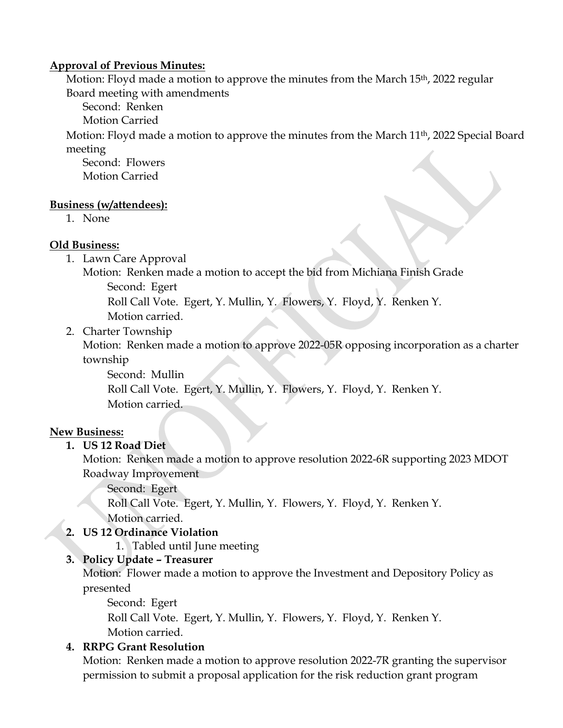**Approval of Previous Minutes:**

Motion: Floyd made a motion to approve the minutes from the March 15th, 2022 regular Board meeting with amendments

Second: Renken

Motion Carried

Motion: Floyd made a motion to approve the minutes from the March 11th, 2022 Special Board meeting

Second: Flowers

Motion Carried

**Business (w/attendees):**

1. None

**Old Business:**

1. Lawn Care Approval

   Motion: Renken made a motion to accept the bid from Michiana Finish Grade

   Second: Egert

   Roll Call Vote. Egert, Y. Mullin, Y. Flowers, Y. Floyd, Y. Renken Y.

   Motion carried.

2. Charter Township

   Motion: Renken made a motion to approve 2022-05R opposing incorporation as a charter township

   Second: Mullin

   Roll Call Vote. Egert, Y. Mullin, Y. Flowers, Y. Floyd, Y. Renken Y.

   Motion carried.

**New Business:**

1. **US 12 Road Diet**

   Motion: Renken made a motion to approve resolution 2022-6R supporting 2023 MDOT Roadway Improvement

   Second: Egert

   Roll Call Vote. Egert, Y. Mullin, Y. Flowers, Y. Floyd, Y. Renken Y.

   Motion carried.

2. **US 12 Ordinance Violation**

   1. Tabled until June meeting

3. **Policy Update – Treasurer**

   Motion: Flower made a motion to approve the Investment and Depository Policy as presented

   Second: Egert

   Roll Call Vote. Egert, Y. Mullin, Y. Flowers, Y. Floyd, Y. Renken Y.

   Motion carried.

4. **RRPG Grant Resolution**

   Motion: Renken made a motion to approve resolution 2022-7R granting the supervisor permission to submit a proposal application for the risk reduction grant program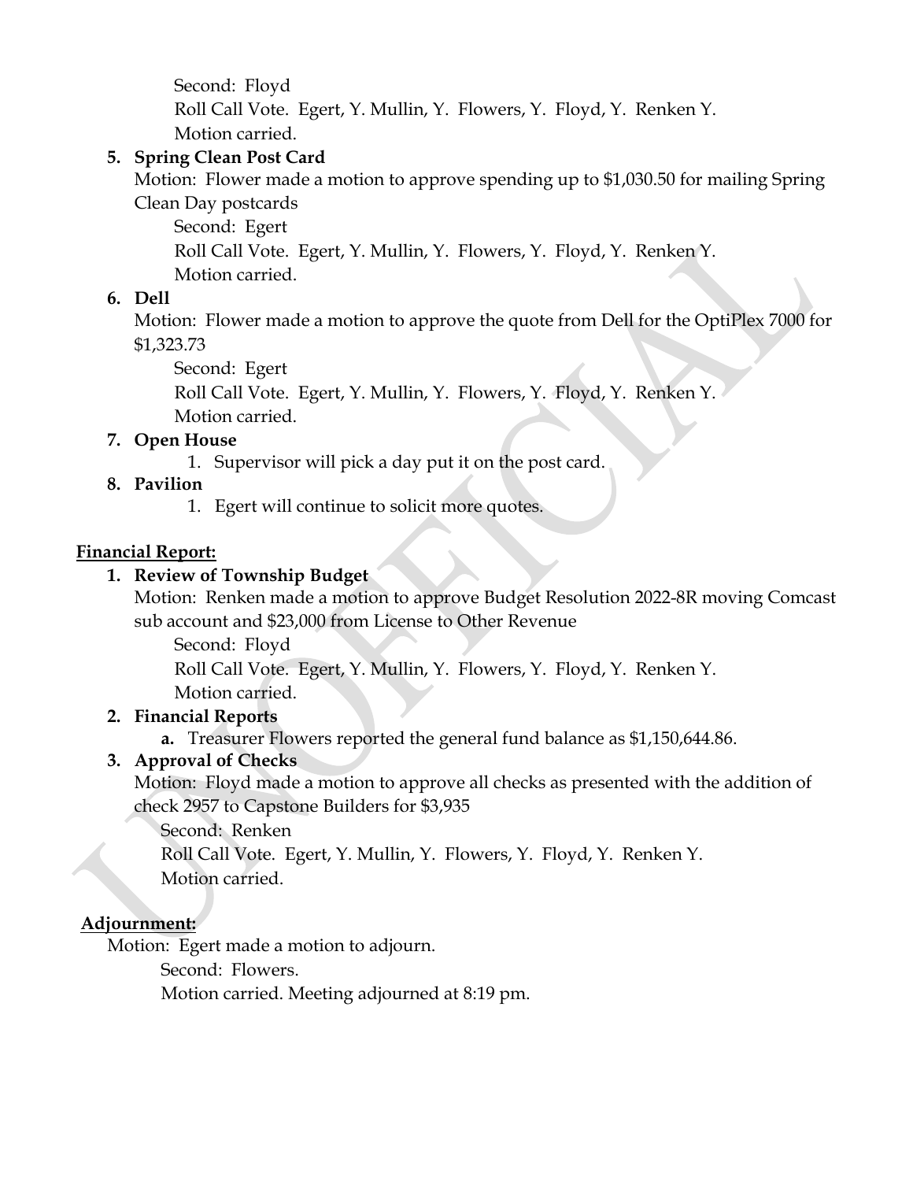Second: Floyd

Roll Call Vote. Egert, Y. Mullin, Y. Flowers, Y. Floyd, Y. Renken Y.

Motion carried.

5. **Spring Clean Post Card**

   Motion: Flower made a motion to approve spending up to $1,030.50 for mailing Spring Clean Day postcards

   Second: Egert

   Roll Call Vote. Egert, Y. Mullin, Y. Flowers, Y. Floyd, Y. Renken Y.

   Motion carried.

6. **Dell**

   Motion: Flower made a motion to approve the quote from Dell for the OptiPlex 7000 for $1,323.73

   Second: Egert

   Roll Call Vote. Egert, Y. Mullin, Y. Flowers, Y. Floyd, Y. Renken Y.

   Motion carried.

7. **Open House**
   1. Supervisor will pick a day put it on the post card.

8. **Pavilion**
   1. Egert will continue to solicit more quotes.

**Financial Report:**

1. **Review of Township Budget**

   Motion: Renken made a motion to approve Budget Resolution 2022-8R moving Comcast sub account and $23,000 from License to Other Revenue

   Second: Floyd

   Roll Call Vote. Egert, Y. Mullin, Y. Flowers, Y. Floyd, Y. Renken Y.

   Motion carried.

2. **Financial Reports**
   a. Treasurer Flowers reported the general fund balance as $1,150,644.86.

3. **Approval of Checks**

   Motion: Floyd made a motion to approve all checks as presented with the addition of check 2957 to Capstone Builders for $3,935

   Second: Renken

   Roll Call Vote. Egert, Y. Mullin, Y. Flowers, Y. Floyd, Y. Renken Y.

   Motion carried.

**Adjournment:**

Motion: Egert made a motion to adjourn.

Second: Flowers.

Motion carried. Meeting adjourned at 8:19 pm.